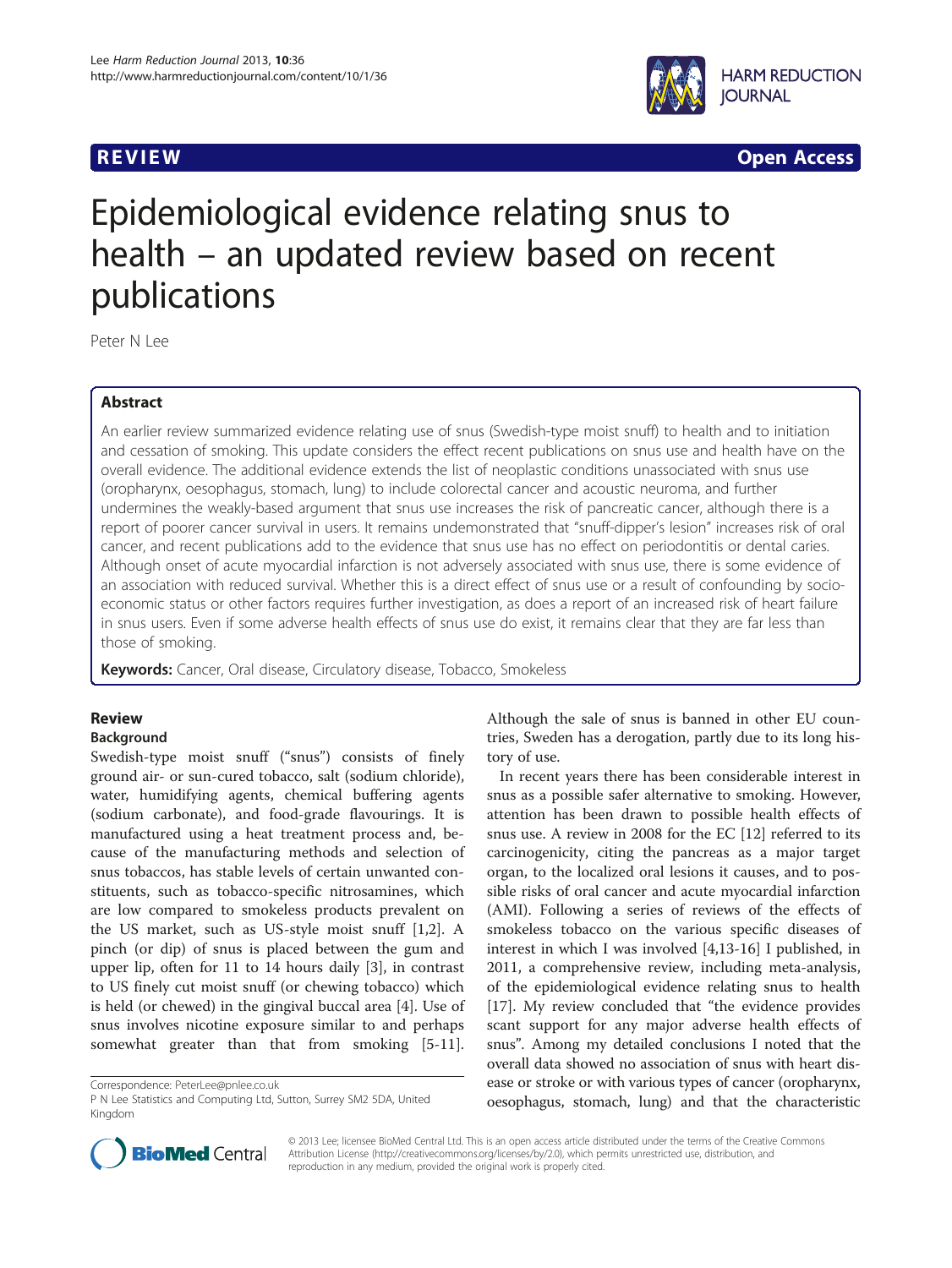REVIEW Open Access

# Epidemiological evidence relating snus to health – an updated review based on recent publications

Peter N Lee

## Abstract

An earlier review summarized evidence relating use of snus (Swedish-type moist snuff) to health and to initiation and cessation of smoking. This update considers the effect recent publications on snus use and health have on the overall evidence. The additional evidence extends the list of neoplastic conditions unassociated with snus use (oropharynx, oesophagus, stomach, lung) to include colorectal cancer and acoustic neuroma, and further undermines the weakly-based argument that snus use increases the risk of pancreatic cancer, although there is a report of poorer cancer survival in users. It remains undemonstrated that "snuff-dipper's lesion" increases risk of oral cancer, and recent publications add to the evidence that snus use has no effect on periodontitis or dental caries. Although onset of acute myocardial infarction is not adversely associated with snus use, there is some evidence of an association with reduced survival. Whether this is a direct effect of snus use or a result of confounding by socio-economic status or other factors requires further investigation, as does a report of an increased risk of heart failure in snus users. Even if some adverse health effects of snus use do exist, it remains clear that they are far less than those of smoking.

**Keywords:** Cancer, Oral disease, Circulatory disease, Tobacco, Smokeless

## Review

### Background

Swedish-type moist snuff ("snus") consists of finely ground air- or sun-cured tobacco, salt (sodium chloride), water, humidifying agents, chemical buffering agents (sodium carbonate), and food-grade flavourings. It is manufactured using a heat treatment process and, because of the manufacturing methods and selection of snus tobaccos, has stable levels of certain unwanted constituents, such as tobacco-specific nitrosamines, which are low compared to smokeless products prevalent on the US market, such as US-style moist snuff [1,2]. A pinch (or dip) of snus is placed between the gum and upper lip, often for 11 to 14 hours daily [3], in contrast to US finely cut moist snuff (or chewing tobacco) which is held (or chewed) in the gingival buccal area [4]. Use of snus involves nicotine exposure similar to and perhaps somewhat greater than that from smoking [5-11]. Although the sale of snus is banned in other EU countries, Sweden has a derogation, partly due to its long history of use.

In recent years there has been considerable interest in snus as a possible safer alternative to smoking. However, attention has been drawn to possible health effects of snus use. A review in 2008 for the EC [12] referred to its carcinogenicity, citing the pancreas as a major target organ, to the localized oral lesions it causes, and to possible risks of oral cancer and acute myocardial infarction (AMI). Following a series of reviews of the effects of smokeless tobacco on the various specific diseases of interest in which I was involved [4,13-16] I published, in 2011, a comprehensive review, including meta-analysis, of the epidemiological evidence relating snus to health [17]. My review concluded that "the evidence provides scant support for any major adverse health effects of snus". Among my detailed conclusions I noted that the overall data showed no association of snus with heart disease or stroke or with various types of cancer (oropharynx, oesophagus, stomach, lung) and that the characteristic

Correspondence: PeterLee@pnlee.co.uk
P N Lee Statistics and Computing Ltd, Sutton, Surrey SM2 5DA, United Kingdom

© 2013 Lee; licensee BioMed Central Ltd. This is an open access article distributed under the terms of the Creative Commons Attribution License (http://creativecommons.org/licenses/by/2.0), which permits unrestricted use, distribution, and reproduction in any medium, provided the original work is properly cited.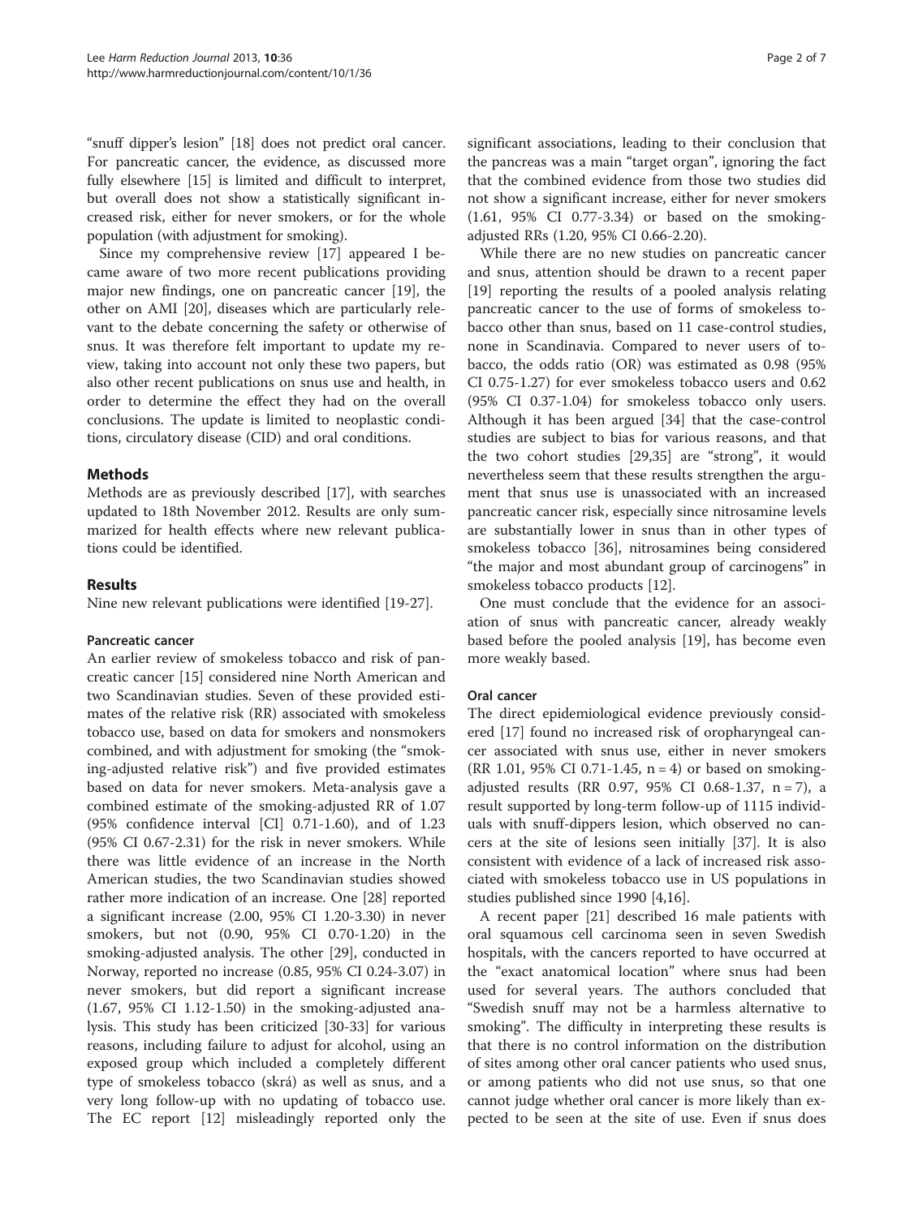"snuff dipper's lesion" [18] does not predict oral cancer. For pancreatic cancer, the evidence, as discussed more fully elsewhere [15] is limited and difficult to interpret, but overall does not show a statistically significant increased risk, either for never smokers, or for the whole population (with adjustment for smoking).

Since my comprehensive review [17] appeared I became aware of two more recent publications providing major new findings, one on pancreatic cancer [19], the other on AMI [20], diseases which are particularly relevant to the debate concerning the safety or otherwise of snus. It was therefore felt important to update my review, taking into account not only these two papers, but also other recent publications on snus use and health, in order to determine the effect they had on the overall conclusions. The update is limited to neoplastic conditions, circulatory disease (CID) and oral conditions.

## Methods

Methods are as previously described [17], with searches updated to 18th November 2012. Results are only summarized for health effects where new relevant publications could be identified.

## Results

Nine new relevant publications were identified [19-27].

### Pancreatic cancer

An earlier review of smokeless tobacco and risk of pancreatic cancer [15] considered nine North American and two Scandinavian studies. Seven of these provided estimates of the relative risk (RR) associated with smokeless tobacco use, based on data for smokers and nonsmokers combined, and with adjustment for smoking (the "smoking-adjusted relative risk") and five provided estimates based on data for never smokers. Meta-analysis gave a combined estimate of the smoking-adjusted RR of 1.07 (95% confidence interval [CI] 0.71-1.60), and of 1.23 (95% CI 0.67-2.31) for the risk in never smokers. While there was little evidence of an increase in the North American studies, the two Scandinavian studies showed rather more indication of an increase. One [28] reported a significant increase (2.00, 95% CI 1.20-3.30) in never smokers, but not (0.90, 95% CI 0.70-1.20) in the smoking-adjusted analysis. The other [29], conducted in Norway, reported no increase (0.85, 95% CI 0.24-3.07) in never smokers, but did report a significant increase (1.67, 95% CI 1.12-1.50) in the smoking-adjusted analysis. This study has been criticized [30-33] for various reasons, including failure to adjust for alcohol, using an exposed group which included a completely different type of smokeless tobacco (skrá) as well as snus, and a very long follow-up with no updating of tobacco use. The EC report [12] misleadingly reported only the significant associations, leading to their conclusion that the pancreas was a main "target organ", ignoring the fact that the combined evidence from those two studies did not show a significant increase, either for never smokers (1.61, 95% CI 0.77-3.34) or based on the smoking-adjusted RRs (1.20, 95% CI 0.66-2.20).

While there are no new studies on pancreatic cancer and snus, attention should be drawn to a recent paper [19] reporting the results of a pooled analysis relating pancreatic cancer to the use of forms of smokeless tobacco other than snus, based on 11 case-control studies, none in Scandinavia. Compared to never users of tobacco, the odds ratio (OR) was estimated as 0.98 (95% CI 0.75-1.27) for ever smokeless tobacco users and 0.62 (95% CI 0.37-1.04) for smokeless tobacco only users. Although it has been argued [34] that the case-control studies are subject to bias for various reasons, and that the two cohort studies [29,35] are "strong", it would nevertheless seem that these results strengthen the argument that snus use is unassociated with an increased pancreatic cancer risk, especially since nitrosamine levels are substantially lower in snus than in other types of smokeless tobacco [36], nitrosamines being considered "the major and most abundant group of carcinogens" in smokeless tobacco products [12].

One must conclude that the evidence for an association of snus with pancreatic cancer, already weakly based before the pooled analysis [19], has become even more weakly based.

### Oral cancer

The direct epidemiological evidence previously considered [17] found no increased risk of oropharyngeal cancer associated with snus use, either in never smokers (RR 1.01, 95% CI 0.71-1.45, n = 4) or based on smoking-adjusted results (RR 0.97, 95% CI 0.68-1.37, n = 7), a result supported by long-term follow-up of 1115 individuals with snuff-dippers lesion, which observed no cancers at the site of lesions seen initially [37]. It is also consistent with evidence of a lack of increased risk associated with smokeless tobacco use in US populations in studies published since 1990 [4,16].

A recent paper [21] described 16 male patients with oral squamous cell carcinoma seen in seven Swedish hospitals, with the cancers reported to have occurred at the "exact anatomical location" where snus had been used for several years. The authors concluded that "Swedish snuff may not be a harmless alternative to smoking". The difficulty in interpreting these results is that there is no control information on the distribution of sites among other oral cancer patients who used snus, or among patients who did not use snus, so that one cannot judge whether oral cancer is more likely than expected to be seen at the site of use. Even if snus does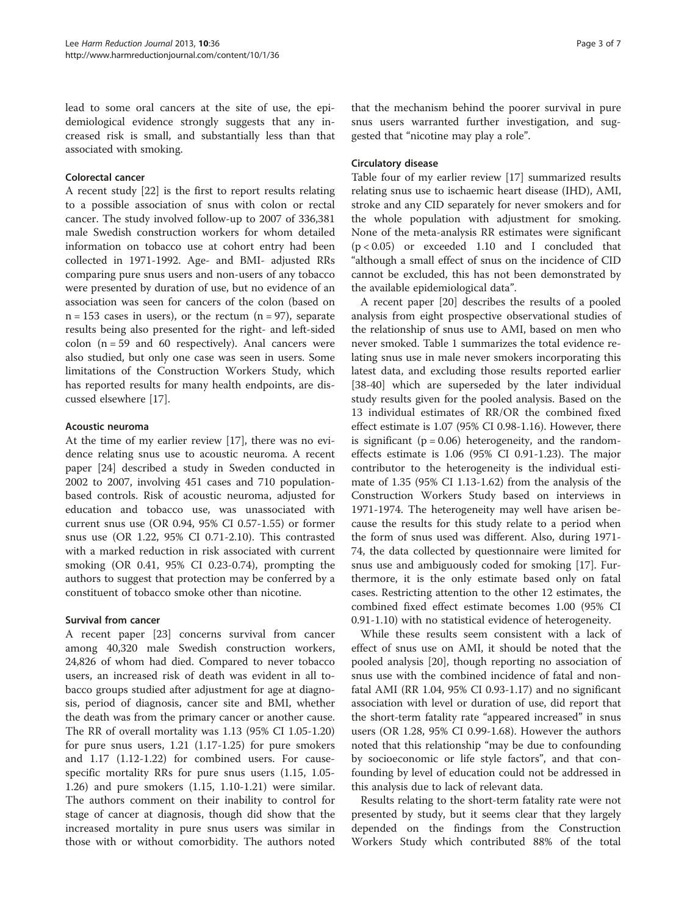lead to some oral cancers at the site of use, the epidemiological evidence strongly suggests that any increased risk is small, and substantially less than that associated with smoking.

### Colorectal cancer

A recent study [22] is the first to report results relating to a possible association of snus with colon or rectal cancer. The study involved follow-up to 2007 of 336,381 male Swedish construction workers for whom detailed information on tobacco use at cohort entry had been collected in 1971-1992. Age- and BMI- adjusted RRs comparing pure snus users and non-users of any tobacco were presented by duration of use, but no evidence of an association was seen for cancers of the colon (based on n = 153 cases in users), or the rectum (n = 97), separate results being also presented for the right- and left-sided colon (n = 59 and 60 respectively). Anal cancers were also studied, but only one case was seen in users. Some limitations of the Construction Workers Study, which has reported results for many health endpoints, are discussed elsewhere [17].

### Acoustic neuroma

At the time of my earlier review [17], there was no evidence relating snus use to acoustic neuroma. A recent paper [24] described a study in Sweden conducted in 2002 to 2007, involving 451 cases and 710 population-based controls. Risk of acoustic neuroma, adjusted for education and tobacco use, was unassociated with current snus use (OR 0.94, 95% CI 0.57-1.55) or former snus use (OR 1.22, 95% CI 0.71-2.10). This contrasted with a marked reduction in risk associated with current smoking (OR 0.41, 95% CI 0.23-0.74), prompting the authors to suggest that protection may be conferred by a constituent of tobacco smoke other than nicotine.

### Survival from cancer

A recent paper [23] concerns survival from cancer among 40,320 male Swedish construction workers, 24,826 of whom had died. Compared to never tobacco users, an increased risk of death was evident in all tobacco groups studied after adjustment for age at diagnosis, period of diagnosis, cancer site and BMI, whether the death was from the primary cancer or another cause. The RR of overall mortality was 1.13 (95% CI 1.05-1.20) for pure snus users, 1.21 (1.17-1.25) for pure smokers and 1.17 (1.12-1.22) for combined users. For cause-specific mortality RRs for pure snus users (1.15, 1.05-1.26) and pure smokers (1.15, 1.10-1.21) were similar. The authors comment on their inability to control for stage of cancer at diagnosis, though did show that the increased mortality in pure snus users was similar in those with or without comorbidity. The authors noted that the mechanism behind the poorer survival in pure snus users warranted further investigation, and suggested that "nicotine may play a role".

### Circulatory disease

Table four of my earlier review [17] summarized results relating snus use to ischaemic heart disease (IHD), AMI, stroke and any CID separately for never smokers and for the whole population with adjustment for smoking. None of the meta-analysis RR estimates were significant ($p < 0.05$) or exceeded 1.10 and I concluded that "although a small effect of snus on the incidence of CID cannot be excluded, this has not been demonstrated by the available epidemiological data".

A recent paper [20] describes the results of a pooled analysis from eight prospective observational studies of the relationship of snus use to AMI, based on men who never smoked. Table 1 summarizes the total evidence relating snus use in male never smokers incorporating this latest data, and excluding those results reported earlier [38-40] which are superseded by the later individual study results given for the pooled analysis. Based on the 13 individual estimates of RR/OR the combined fixed effect estimate is 1.07 (95% CI 0.98-1.16). However, there is significant ($p = 0.06$) heterogeneity, and the random-effects estimate is 1.06 (95% CI 0.91-1.23). The major contributor to the heterogeneity is the individual estimate of 1.35 (95% CI 1.13-1.62) from the analysis of the Construction Workers Study based on interviews in 1971-1974. The heterogeneity may well have arisen because the results for this study relate to a period when the form of snus used was different. Also, during 1971-74, the data collected by questionnaire were limited for snus use and ambiguously coded for smoking [17]. Furthermore, it is the only estimate based only on fatal cases. Restricting attention to the other 12 estimates, the combined fixed effect estimate becomes 1.00 (95% CI 0.91-1.10) with no statistical evidence of heterogeneity.

While these results seem consistent with a lack of effect of snus use on AMI, it should be noted that the pooled analysis [20], though reporting no association of snus use with the combined incidence of fatal and non-fatal AMI (RR 1.04, 95% CI 0.93-1.17) and no significant association with level or duration of use, did report that the short-term fatality rate "appeared increased" in snus users (OR 1.28, 95% CI 0.99-1.68). However the authors noted that this relationship "may be due to confounding by socioeconomic or life style factors", and that confounding by level of education could not be addressed in this analysis due to lack of relevant data.

Results relating to the short-term fatality rate were not presented by study, but it seems clear that they largely depended on the findings from the Construction Workers Study which contributed 88% of the total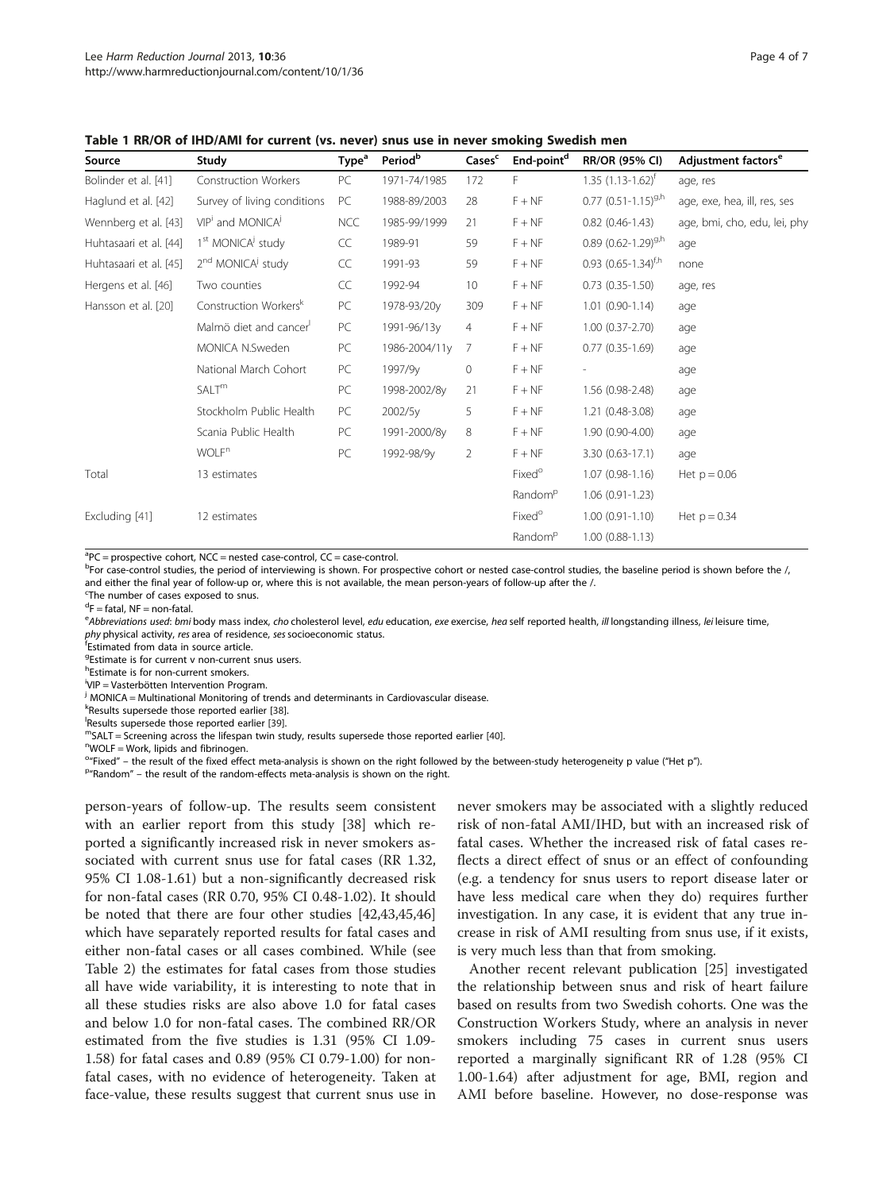**Table 1 RR/OR of IHD/AMI for current (vs. never) snus use in never smoking Swedish men**

| Source | Study | Type[a] | Period[b] | Cases[c] | End-point[d] | RR/OR (95% CI) | Adjustment factors[e] |
|---|---|---|---|---|---|---|---|
| Bolinder et al. [41] | Construction Workers | PC | 1971-74/1985 | 172 | F | 1.35 (1.13-1.62)[f] | age, res |
| Haglund et al. [42] | Survey of living conditions | PC | 1988-89/2003 | 28 | F + NF | 0.77 (0.51-1.15)[g,h] | age, exe, hea, ill, res, ses |
| Wennberg et al. [43] | VIP[i] and MONICA[j] | NCC | 1985-99/1999 | 21 | F + NF | 0.82 (0.46-1.43) | age, bmi, cho, edu, lei, phy |
| Huhtasaari et al. [44] | 1st MONICA[j] study | CC | 1989-91 | 59 | F + NF | 0.89 (0.62-1.29)[g,h] | age |
| Huhtasaari et al. [45] | 2nd MONICA[j] study | CC | 1991-93 | 59 | F + NF | 0.93 (0.65-1.34)[f,h] | none |
| Hergens et al. [46] | Two counties | CC | 1992-94 | 10 | F + NF | 0.73 (0.35-1.50) | age, res |
| Hansson et al. [20] | Construction Workers[k] | PC | 1978-93/20y | 309 | F + NF | 1.01 (0.90-1.14) | age |
| | Malmö diet and cancer[l] | PC | 1991-96/13y | 4 | F + NF | 1.00 (0.37-2.70) | age |
| | MONICA N.Sweden | PC | 1986-2004/11y | 7 | F + NF | 0.77 (0.35-1.69) | age |
| | National March Cohort | PC | 1997/9y | 0 | F + NF | - | age |
| | SALT[m] | PC | 1998-2002/8y | 21 | F + NF | 1.56 (0.98-2.48) | age |
| | Stockholm Public Health | PC | 2002/5y | 5 | F + NF | 1.21 (0.48-3.08) | age |
| | Scania Public Health | PC | 1991-2000/8y | 8 | F + NF | 1.90 (0.90-4.00) | age |
| | WOLF[n] | PC | 1992-98/9y | 2 | F + NF | 3.30 (0.63-17.1) | age |
| Total | 13 estimates | | | | Fixed[o] | 1.07 (0.98-1.16) | Het p = 0.06 |
| | | | | | Random[p] | 1.06 (0.91-1.23) | |
| Excluding [41] | 12 estimates | | | | Fixed[o] | 1.00 (0.91-1.10) | Het p = 0.34 |
| | | | | | Random[p] | 1.00 (0.88-1.13) | |

[a]PC = prospective cohort, NCC = nested case-control, CC = case-control.
[b]For case-control studies, the period of interviewing is shown. For prospective cohort or nested case-control studies, the baseline period is shown before the /, and either the final year of follow-up or, where this is not available, the mean person-years of follow-up after the /.
[c]The number of cases exposed to snus.
[d]F = fatal, NF = non-fatal.
[e]*Abbreviations used*: *bmi* body mass index, *cho* cholesterol level, *edu* education, *exe* exercise, *hea* self reported health, *ill* longstanding illness, *lei* leisure time, *phy* physical activity, *res* area of residence, *ses* socioeconomic status.
[f]Estimated from data in source article.
[g]Estimate is for current v non-current snus users.
[h]Estimate is for non-current smokers.
[i]VIP = Vasterbötten Intervention Program.
[j]MONICA = Multinational Monitoring of trends and determinants in Cardiovascular disease.
[k]Results supersede those reported earlier [38].
[l]Results supersede those reported earlier [39].
[m]SALT = Screening across the lifespan twin study, results supersede those reported earlier [40].
[n]WOLF = Work, lipids and fibrinogen.
[o]"Fixed" – the result of the fixed effect meta-analysis is shown on the right followed by the between-study heterogeneity p value ("Het p").
[p]"Random" – the result of the random-effects meta-analysis is shown on the right.

person-years of follow-up. The results seem consistent with an earlier report from this study [38] which reported a significantly increased risk in never smokers associated with current snus use for fatal cases (RR 1.32, 95% CI 1.08-1.61) but a non-significantly decreased risk for non-fatal cases (RR 0.70, 95% CI 0.48-1.02). It should be noted that there are four other studies [42,43,45,46] which have separately reported results for fatal cases and either non-fatal cases or all cases combined. While (see Table 2) the estimates for fatal cases from those studies all have wide variability, it is interesting to note that in all these studies risks are also above 1.0 for fatal cases and below 1.0 for non-fatal cases. The combined RR/OR estimated from the five studies is 1.31 (95% CI 1.09-1.58) for fatal cases and 0.89 (95% CI 0.79-1.00) for non-fatal cases, with no evidence of heterogeneity. Taken at face-value, these results suggest that current snus use in never smokers may be associated with a slightly reduced risk of non-fatal AMI/IHD, but with an increased risk of fatal cases. Whether the increased risk of fatal cases reflects a direct effect of snus or an effect of confounding (e.g. a tendency for snus users to report disease later or have less medical care when they do) requires further investigation. In any case, it is evident that any true increase in risk of AMI resulting from snus use, if it exists, is very much less than that from smoking.

Another recent relevant publication [25] investigated the relationship between snus and risk of heart failure based on results from two Swedish cohorts. One was the Construction Workers Study, where an analysis in never smokers including 75 cases in current snus users reported a marginally significant RR of 1.28 (95% CI 1.00-1.64) after adjustment for age, BMI, region and AMI before baseline. However, no dose-response was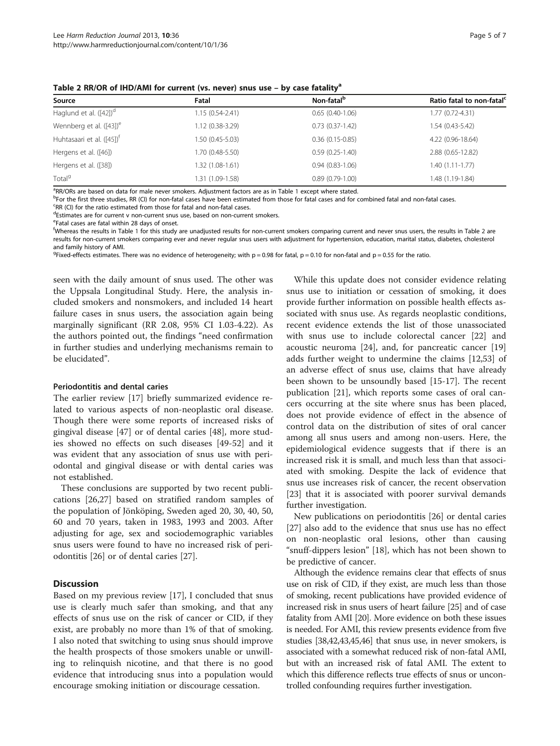**Table 2 RR/OR of IHD/AMI for current (vs. never) snus use – by case fatality[a]**

| Source | Fatal | Non-fatal[b] | Ratio fatal to non-fatal[c] |
|---|---|---|---|
| Haglund et al. ([42])[d] | 1.15 (0.54-2.41) | 0.65 (0.40-1.06) | 1.77 (0.72-4.31) |
| Wennberg et al. ([43])[e] | 1.12 (0.38-3.29) | 0.73 (0.37-1.42) | 1.54 (0.43-5.42) |
| Huhtasaari et al. ([45])[f] | 1.50 (0.45-5.03) | 0.36 (0.15-0.85) | 4.22 (0.96-18.64) |
| Hergens et al. ([46]) | 1.70 (0.48-5.50) | 0.59 (0.25-1.40) | 2.88 (0.65-12.82) |
| Hergens et al. ([38]) | 1.32 (1.08-1.61) | 0.94 (0.83-1.06) | 1.40 (1.11-1.77) |
| Total[g] | 1.31 (1.09-1.58) | 0.89 (0.79-1.00) | 1.48 (1.19-1.84) |

[a]RR/ORs are based on data for male never smokers. Adjustment factors are as in Table 1 except where stated.
[b]For the first three studies, RR (CI) for non-fatal cases have been estimated from those for fatal cases and for combined fatal and non-fatal cases.
[c]RR (CI) for the ratio estimated from those for fatal and non-fatal cases.
[d]Estimates are for current v non-current snus use, based on non-current smokers.
[e]Fatal cases are fatal within 28 days of onset.
[f]Whereas the results in Table 1 for this study are unadjusted results for non-current smokers comparing current and never snus users, the results in Table 2 are results for non-current smokers comparing ever and never regular snus users with adjustment for hypertension, education, marital status, diabetes, cholesterol and family history of AMI.
[g]Fixed-effects estimates. There was no evidence of heterogeneity; with $p = 0.98$ for fatal, $p = 0.10$ for non-fatal and $p = 0.55$ for the ratio.

seen with the daily amount of snus used. The other was the Uppsala Longitudinal Study. Here, the analysis included smokers and nonsmokers, and included 14 heart failure cases in snus users, the association again being marginally significant (RR 2.08, 95% CI 1.03-4.22). As the authors pointed out, the findings "need confirmation in further studies and underlying mechanisms remain to be elucidated".

#### Periodontitis and dental caries

The earlier review [17] briefly summarized evidence related to various aspects of non-neoplastic oral disease. Though there were some reports of increased risks of gingival disease [47] or of dental caries [48], more studies showed no effects on such diseases [49-52] and it was evident that any association of snus use with periodontal and gingival disease or with dental caries was not established.

These conclusions are supported by two recent publications [26,27] based on stratified random samples of the population of Jönköping, Sweden aged 20, 30, 40, 50, 60 and 70 years, taken in 1983, 1993 and 2003. After adjusting for age, sex and sociodemographic variables snus users were found to have no increased risk of periodontitis [26] or of dental caries [27].

## Discussion

Based on my previous review [17], I concluded that snus use is clearly much safer than smoking, and that any effects of snus use on the risk of cancer or CID, if they exist, are probably no more than 1% of that of smoking. I also noted that switching to using snus should improve the health prospects of those smokers unable or unwilling to relinquish nicotine, and that there is no good evidence that introducing snus into a population would encourage smoking initiation or discourage cessation.

While this update does not consider evidence relating snus use to initiation or cessation of smoking, it does provide further information on possible health effects associated with snus use. As regards neoplastic conditions, recent evidence extends the list of those unassociated with snus use to include colorectal cancer [22] and acoustic neuroma [24], and, for pancreatic cancer [19] adds further weight to undermine the claims [12,53] of an adverse effect of snus use, claims that have already been shown to be unsoundly based [15-17]. The recent publication [21], which reports some cases of oral cancers occurring at the site where snus has been placed, does not provide evidence of effect in the absence of control data on the distribution of sites of oral cancer among all snus users and among non-users. Here, the epidemiological evidence suggests that if there is an increased risk it is small, and much less than that associated with smoking. Despite the lack of evidence that snus use increases risk of cancer, the recent observation [23] that it is associated with poorer survival demands further investigation.

New publications on periodontitis [26] or dental caries [27] also add to the evidence that snus use has no effect on non-neoplastic oral lesions, other than causing "snuff-dippers lesion" [18], which has not been shown to be predictive of cancer.

Although the evidence remains clear that effects of snus use on risk of CID, if they exist, are much less than those of smoking, recent publications have provided evidence of increased risk in snus users of heart failure [25] and of case fatality from AMI [20]. More evidence on both these issues is needed. For AMI, this review presents evidence from five studies [38,42,43,45,46] that snus use, in never smokers, is associated with a somewhat reduced risk of non-fatal AMI, but with an increased risk of fatal AMI. The extent to which this difference reflects true effects of snus or uncontrolled confounding requires further investigation.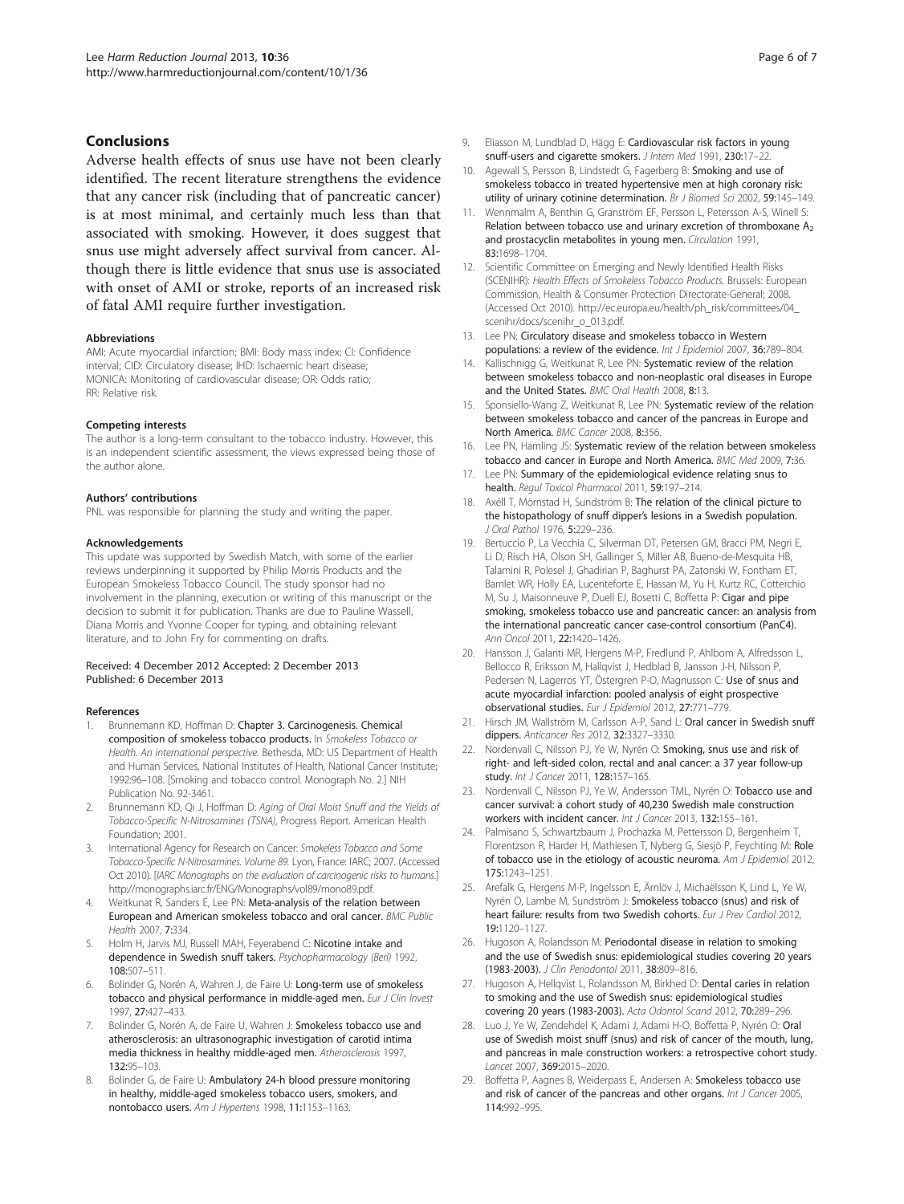## Conclusions

Adverse health effects of snus use have not been clearly identified. The recent literature strengthens the evidence that any cancer risk (including that of pancreatic cancer) is at most minimal, and certainly much less than that associated with smoking. However, it does suggest that snus use might adversely affect survival from cancer. Although there is little evidence that snus use is associated with onset of AMI or stroke, reports of an increased risk of fatal AMI require further investigation.

#### Abbreviations

AMI: Acute myocardial infarction; BMI: Body mass index; CI: Confidence interval; CID: Circulatory disease; IHD: Ischaemic heart disease; MONICA: Monitoring of cardiovascular disease; OR: Odds ratio; RR: Relative risk.

#### Competing interests

The author is a long-term consultant to the tobacco industry. However, this is an independent scientific assessment, the views expressed being those of the author alone.

#### Authors' contributions

PNL was responsible for planning the study and writing the paper.

#### Acknowledgements

This update was supported by Swedish Match, with some of the earlier reviews underpinning it supported by Philip Morris Products and the European Smokeless Tobacco Council. The study sponsor had no involvement in the planning, execution or writing of this manuscript or the decision to submit it for publication. Thanks are due to Pauline Wassell, Diana Morris and Yvonne Cooper for typing, and obtaining relevant literature, and to John Fry for commenting on drafts.

Received: 4 December 2012 Accepted: 2 December 2013
Published: 6 December 2013

#### References

1. Brunnemann KD, Hoffman D: **Chapter 3. Carcinogenesis. Chemical composition of smokeless tobacco products.** In *Smokeless Tobacco or Health. An international perspective.* Bethesda, MD: US Department of Health and Human Services, National Institutes of Health, National Cancer Institute; 1992:96–108. [Smoking and tobacco control. Monograph No. 2.] NIH Publication No. 92-3461.
2. Brunnemann KD, Qi J, Hoffman D: *Aging of Oral Moist Snuff and the Yields of Tobacco-Specific N-Nitrosamines (TSNA)*, Progress Report. American Health Foundation; 2001.
3. International Agency for Research on Cancer: *Smokeless Tobacco and Some Tobacco-Specific N-Nitrosamines. Volume 89.* Lyon, France: IARC; 2007. (Accessed Oct 2010). [*IARC Monographs on the evaluation of carcinogenic risks to humans.*] http://monographs.iarc.fr/ENG/Monographs/vol89/mono89.pdf.
4. Weitkunat R, Sanders E, Lee PN: **Meta-analysis of the relation between European and American smokeless tobacco and oral cancer.** *BMC Public Health* 2007, **7:**334.
5. Holm H, Jarvis MJ, Russell MAH, Feyerabend C: **Nicotine intake and dependence in Swedish snuff takers.** *Psychopharmacology (Berl)* 1992, **108:**507–511.
6. Bolinder G, Norén A, Wahren J, de Faire U: **Long-term use of smokeless tobacco and physical performance in middle-aged men.** *Eur J Clin Invest* 1997, **27:**427–433.
7. Bolinder G, Norén A, de Faire U, Wahren J: **Smokeless tobacco use and atherosclerosis: an ultrasonographic investigation of carotid intima media thickness in healthy middle-aged men.** *Atherosclerosis* 1997, **132:**95–103.
8. Bolinder G, de Faire U: **Ambulatory 24-h blood pressure monitoring in healthy, middle-aged smokeless tobacco users, smokers, and nontobacco users.** *Am J Hypertens* 1998, **11:**1153–1163.
9. Eliasson M, Lundblad D, Hägg E: **Cardiovascular risk factors in young snuff-users and cigarette smokers.** *J Intern Med* 1991, **230:**17–22.
10. Agewall S, Persson B, Lindstedt G, Fagerberg B: **Smoking and use of smokeless tobacco in treated hypertensive men at high coronary risk: utility of urinary cotinine determination.** *Br J Biomed Sci* 2002, **59:**145–149.
11. Wennmalm A, Benthin G, Granström EF, Persson L, Petersson A-S, Winell S: **Relation between tobacco use and urinary excretion of thromboxane $A_2$ and prostacyclin metabolites in young men.** *Circulation* 1991, **83:**1698–1704.
12. Scientific Committee on Emerging and Newly Identified Health Risks (SCENIHR): *Health Effects of Smokeless Tobacco Products.* Brussels: European Commission, Health & Consumer Protection Directorate-General; 2008. (Accessed Oct 2010). http://ec.europa.eu/health/ph_risk/committees/04_scenihr/docs/scenihr_o_013.pdf.
13. Lee PN: **Circulatory disease and smokeless tobacco in Western populations: a review of the evidence.** *Int J Epidemiol* 2007, **36:**789–804.
14. Kallischnigg G, Weitkunat R, Lee PN: **Systematic review of the relation between smokeless tobacco and non-neoplastic oral diseases in Europe and the United States.** *BMC Oral Health* 2008, **8:**13.
15. Sponsiello-Wang Z, Weitkunat R, Lee PN: **Systematic review of the relation between smokeless tobacco and cancer of the pancreas in Europe and North America.** *BMC Cancer* 2008, **8:**356.
16. Lee PN, Hamling JS: **Systematic review of the relation between smokeless tobacco and cancer in Europe and North America.** *BMC Med* 2009, **7:**36.
17. Lee PN: **Summary of the epidemiological evidence relating snus to health.** *Regul Toxicol Pharmacol* 2011, **59:**197–214.
18. Axéll T, Mörnstad H, Sundström B: **The relation of the clinical picture to the histopathology of snuff dipper's lesions in a Swedish population.** *J Oral Pathol* 1976, **5:**229–236.
19. Bertuccio P, La Vecchia C, Silverman DT, Petersen GM, Bracci PM, Negri E, Li D, Risch HA, Olson SH, Gallinger S, Miller AB, Bueno-de-Mesquita HB, Talamini R, Polesel J, Ghadirian P, Baghurst PA, Zatonski W, Fontham ET, Bamlet WR, Holly EA, Lucenteforte E, Hassan M, Yu H, Kurtz RC, Cotterchio M, Su J, Maisonneuve P, Duell EJ, Bosetti C, Boffetta P: **Cigar and pipe smoking, smokeless tobacco use and pancreatic cancer: an analysis from the international pancreatic cancer case-control consortium (PanC4).** *Ann Oncol* 2011, **22:**1420–1426.
20. Hansson J, Galanti MR, Hergens M-P, Fredlund P, Ahlbom A, Alfredsson L, Bellocco R, Eriksson M, Hallqvist J, Hedblad B, Jansson J-H, Nilsson P, Pedersen N, Lagerros YT, Östergren P-O, Magnusson C: **Use of snus and acute myocardial infarction: pooled analysis of eight prospective observational studies.** *Eur J Epidemiol* 2012, **27:**771–779.
21. Hirsch JM, Wallström M, Carlsson A-P, Sand L: **Oral cancer in Swedish snuff dippers.** *Anticancer Res* 2012, **32:**3327–3330.
22. Nordenvall C, Nilsson PJ, Ye W, Nyrén O: **Smoking, snus use and risk of right- and left-sided colon, rectal and anal cancer: a 37 year follow-up study.** *Int J Cancer* 2011, **128:**157–165.
23. Nordenvall C, Nilsson PJ, Ye W, Andersson TML, Nyrén O: **Tobacco use and cancer survival: a cohort study of 40,230 Swedish male construction workers with incident cancer.** *Int J Cancer* 2013, **132:**155–161.
24. Palmisano S, Schwartzbaum J, Prochazka M, Pettersson D, Bergenheim T, Florentzson R, Harder H, Mathiesen T, Nyberg G, Siesjö P, Feychting M: **Role of tobacco use in the etiology of acoustic neuroma.** *Am J Epidemiol* 2012, **175:**1243–1251.
25. Arefalk G, Hergens M-P, Ingelsson E, Ärnlöv J, Michaëlsson K, Lind L, Ye W, Nyrén O, Lambe M, Sundström J: **Smokeless tobacco (snus) and risk of heart failure: results from two Swedish cohorts.** *Eur J Prev Cardiol* 2012, **19:**1120–1127.
26. Hugoson A, Rolandsson M: **Periodontal disease in relation to smoking and the use of Swedish snus: epidemiological studies covering 20 years (1983-2003).** *J Clin Periodontol* 2011, **38:**809–816.
27. Hugoson A, Hellqvist L, Rolandsson M, Birkhed D: **Dental caries in relation to smoking and the use of Swedish snus: epidemiological studies covering 20 years (1983-2003).** *Acta Odontol Scand* 2012, **70:**289–296.
28. Luo J, Ye W, Zendehdel K, Adami J, Adami H-O, Boffetta P, Nyrén O: **Oral use of Swedish moist snuff (snus) and risk of cancer of the mouth, lung, and pancreas in male construction workers: a retrospective cohort study.** *Lancet* 2007, **369:**2015–2020.
29. Boffetta P, Aagnes B, Weiderpass E, Andersen A: **Smokeless tobacco use and risk of cancer of the pancreas and other organs.** *Int J Cancer* 2005, **114:**992–995.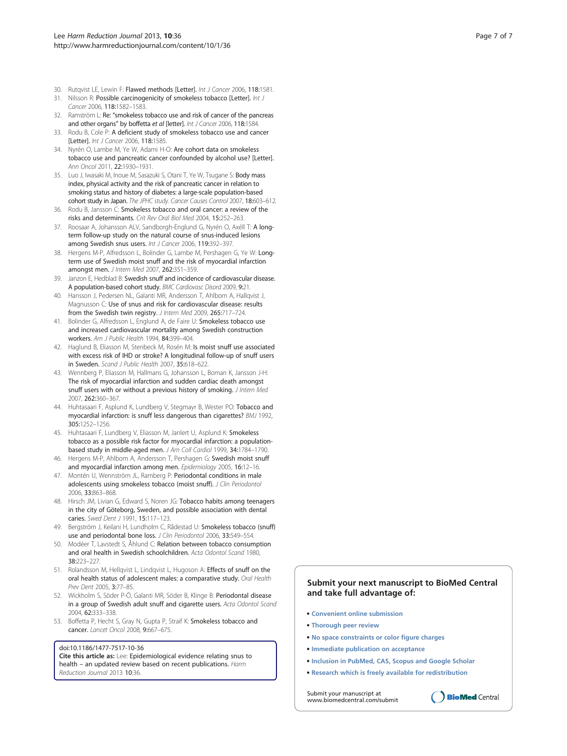30. Rutqvist LE, Lewin F: Flawed methods [Letter]. *Int J Cancer* 2006, 118:1581.
31. Nilsson R: Possible carcinogenicity of smokeless tobacco [Letter]. *Int J Cancer* 2006, 118:1582–1583.
32. Ramström L: Re: "smokeless tobacco use and risk of cancer of the pancreas and other organs" by boffetta *et al* [letter]. *Int J Cancer* 2006, 118:1584.
33. Rodu B, Cole P: A deficient study of smokeless tobacco use and cancer [Letter]. *Int J Cancer* 2006, 118:1585.
34. Nyrén O, Lambe M, Ye W, Adami H-O: Are cohort data on smokeless tobacco use and pancreatic cancer confounded by alcohol use? [Letter]. *Ann Oncol* 2011, 22:1930–1931.
35. Luo J, Iwasaki M, Inoue M, Sasazuki S, Otani T, Ye W, Tsugane S: Body mass index, physical activity and the risk of pancreatic cancer in relation to smoking status and history of diabetes: a large-scale population-based cohort study in Japan. *The JPHC study. Cancer Causes Control* 2007, 18:603–612.
36. Rodu B, Jansson C: Smokeless tobacco and oral cancer: a review of the risks and determinants. *Crit Rev Oral Biol Med* 2004, 15:252–263.
37. Roosaar A, Johansson ALV, Sandborgh-Englund G, Nyrén O, Axéll T: A long-term follow-up study on the natural course of snus-induced lesions among Swedish snus users. *Int J Cancer* 2006, 119:392–397.
38. Hergens M-P, Alfredsson L, Bolinder G, Lambe M, Pershagen G, Ye W: Long-term use of Swedish moist snuff and the risk of myocardial infarction amongst men. *J Intern Med* 2007, 262:351–359.
39. Janzon E, Hedblad B: Swedish snuff and incidence of cardiovascular disease. A population-based cohort study. *BMC Cardiovasc Disord* 2009, 9:21.
40. Hansson J, Pedersen NL, Galanti MR, Andersson T, Ahlbom A, Hallqvist J, Magnusson C: Use of snus and risk for cardiovascular disease: results from the Swedish twin registry. *J Intern Med* 2009, 265:717–724.
41. Bolinder G, Alfredsson L, Englund A, de Faire U: Smokeless tobacco use and increased cardiovascular mortality among Swedish construction workers. *Am J Public Health* 1994, 84:399–404.
42. Haglund B, Eliasson M, Stenbeck M, Rosén M: Is moist snuff use associated with excess risk of IHD or stroke? A longitudinal follow-up of snuff users in Sweden. *Scand J Public Health* 2007, 35:618–622.
43. Wennberg P, Eliasson M, Hallmans G, Johansson L, Boman K, Jansson J-H: The risk of myocardial infarction and sudden cardiac death amongst snuff users with or without a previous history of smoking. *J Intern Med* 2007, 262:360–367.
44. Huhtasaari F, Asplund K, Lundberg V, Stegmayr B, Wester PO: Tobacco and myocardial infarction: is snuff less dangerous than cigarettes? *BMJ* 1992, 305:1252–1256.
45. Huhtasaari F, Lundberg V, Eliasson M, Janlert U, Asplund K: Smokeless tobacco as a possible risk factor for myocardial infarction: a population-based study in middle-aged men. *J Am Coll Cardiol* 1999, 34:1784–1790.
46. Hergens M-P, Ahlbom A, Andersson T, Pershagen G: Swedish moist snuff and myocardial infarction among men. *Epidemiology* 2005, 16:12–16.
47. Montén U, Wennström JL, Ramberg P: Periodontal conditions in male adolescents using smokeless tobacco (moist snuff). *J Clin Periodontol* 2006, 33:863–868.
48. Hirsch JM, Livian G, Edward S, Noren JG: Tobacco habits among teenagers in the city of Göteborg, Sweden, and possible association with dental caries. *Swed Dent J* 1991, 15:117–123.
49. Bergström J, Keilani H, Lundholm C, Rådestad U: Smokeless tobacco (snuff) use and periodontal bone loss. *J Clin Periodontol* 2006, 33:549–554.
50. Modéer T, Lavstedt S, Åhlund C: Relation between tobacco consumption and oral health in Swedish schoolchildren. *Acta Odontol Scand* 1980, 38:223–227.
51. Rolandsson M, Hellqvist L, Lindqvist L, Hugoson A: Effects of snuff on the oral health status of adolescent males: a comparative study. *Oral Health Prev Dent* 2005, 3:77–85.
52. Wickholm S, Söder P-Ö, Galanti MR, Söder B, Klinge B: Periodontal disease in a group of Swedish adult snuff and cigarette users. *Acta Odontol Scand* 2004, 62:333–338.
53. Boffetta P, Hecht S, Gray N, Gupta P, Straif K: Smokeless tobacco and cancer. *Lancet Oncol* 2008, 9:667–675.

doi:10.1186/1477-7517-10-36

**Cite this article as:** Lee: Epidemiological evidence relating snus to health – an updated review based on recent publications. *Harm Reduction Journal* 2013 10:36.

**Submit your next manuscript to BioMed Central and take full advantage of:**

- Convenient online submission
- Thorough peer review
- No space constraints or color figure charges
- Immediate publication on acceptance
- Inclusion in PubMed, CAS, Scopus and Google Scholar
- Research which is freely available for redistribution

Submit your manuscript at www.biomedcentral.com/submit

BioMed Central